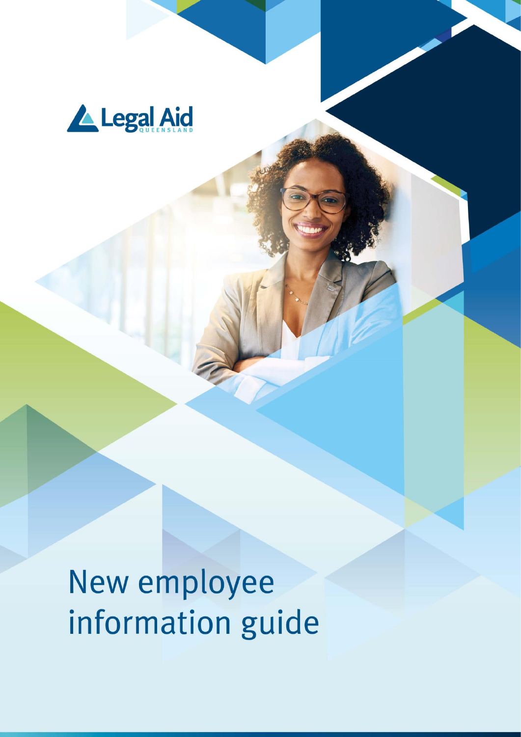Legal Aid QUEENSLAND

# New employee information guide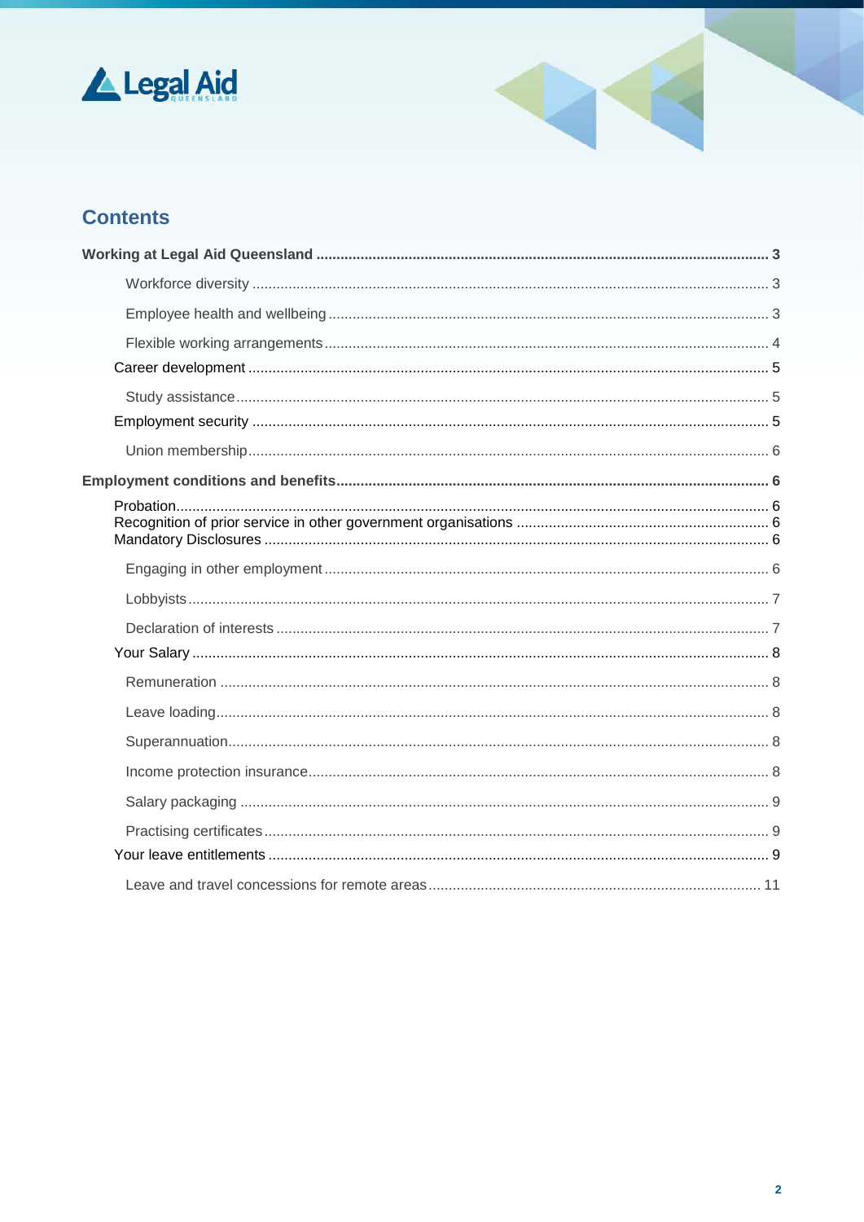## Contents

**Working at Legal Aid Queensland** ... 3

- Workforce diversity ... 3
- Employee health and wellbeing ... 3
- Flexible working arrangements ... 4

Career development ... 5

- Study assistance ... 5

Employment security ... 5

- Union membership ... 6

**Employment conditions and benefits** ... 6

Probation ... 6
Recognition of prior service in other government organisations ... 6
Mandatory Disclosures ... 6

- Engaging in other employment ... 6
- Lobbyists ... 7
- Declaration of interests ... 7

Your Salary ... 8

- Remuneration ... 8
- Leave loading ... 8
- Superannuation ... 8
- Income protection insurance ... 8
- Salary packaging ... 9
- Practising certificates ... 9

Your leave entitlements ... 9

- Leave and travel concessions for remote areas ... 11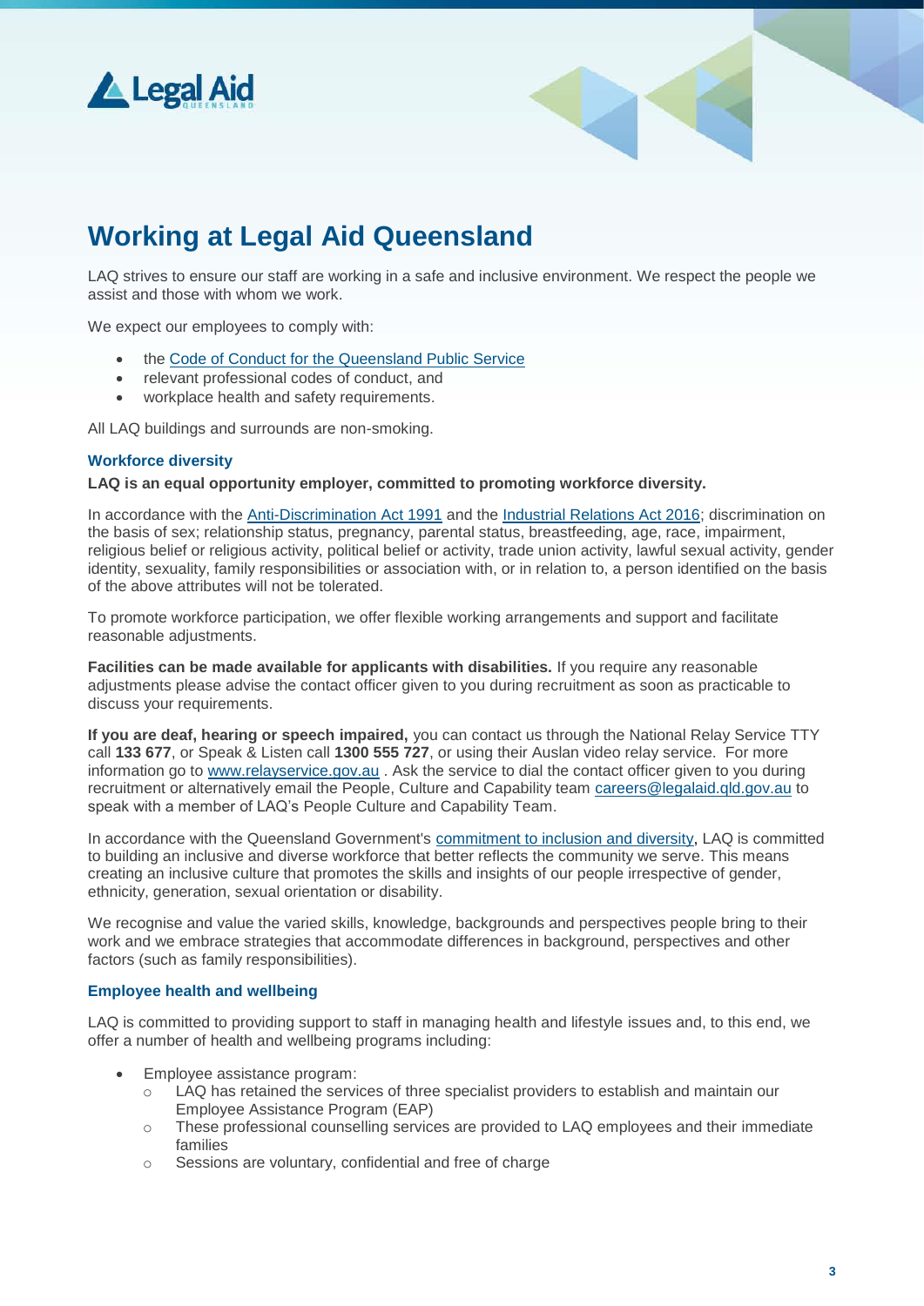# Working at Legal Aid Queensland

LAQ strives to ensure our staff are working in a safe and inclusive environment. We respect the people we assist and those with whom we work.

We expect our employees to comply with:

- the Code of Conduct for the Queensland Public Service
- relevant professional codes of conduct, and
- workplace health and safety requirements.

All LAQ buildings and surrounds are non-smoking.

### Workforce diversity

**LAQ is an equal opportunity employer, committed to promoting workforce diversity.**

In accordance with the Anti-Discrimination Act 1991 and the Industrial Relations Act 2016; discrimination on the basis of sex; relationship status, pregnancy, parental status, breastfeeding, age, race, impairment, religious belief or religious activity, political belief or activity, trade union activity, lawful sexual activity, gender identity, sexuality, family responsibilities or association with, or in relation to, a person identified on the basis of the above attributes will not be tolerated.

To promote workforce participation, we offer flexible working arrangements and support and facilitate reasonable adjustments.

**Facilities can be made available for applicants with disabilities.** If you require any reasonable adjustments please advise the contact officer given to you during recruitment as soon as practicable to discuss your requirements.

**If you are deaf, hearing or speech impaired,** you can contact us through the National Relay Service TTY call **133 677**, or Speak & Listen call **1300 555 727**, or using their Auslan video relay service. For more information go to www.relayservice.gov.au . Ask the service to dial the contact officer given to you during recruitment or alternatively email the People, Culture and Capability team careers@legalaid.qld.gov.au to speak with a member of LAQ's People Culture and Capability Team.

In accordance with the Queensland Government's commitment to inclusion and diversity, LAQ is committed to building an inclusive and diverse workforce that better reflects the community we serve. This means creating an inclusive culture that promotes the skills and insights of our people irrespective of gender, ethnicity, generation, sexual orientation or disability.

We recognise and value the varied skills, knowledge, backgrounds and perspectives people bring to their work and we embrace strategies that accommodate differences in background, perspectives and other factors (such as family responsibilities).

### Employee health and wellbeing

LAQ is committed to providing support to staff in managing health and lifestyle issues and, to this end, we offer a number of health and wellbeing programs including:

- Employee assistance program:
  - LAQ has retained the services of three specialist providers to establish and maintain our Employee Assistance Program (EAP)
  - These professional counselling services are provided to LAQ employees and their immediate families
  - Sessions are voluntary, confidential and free of charge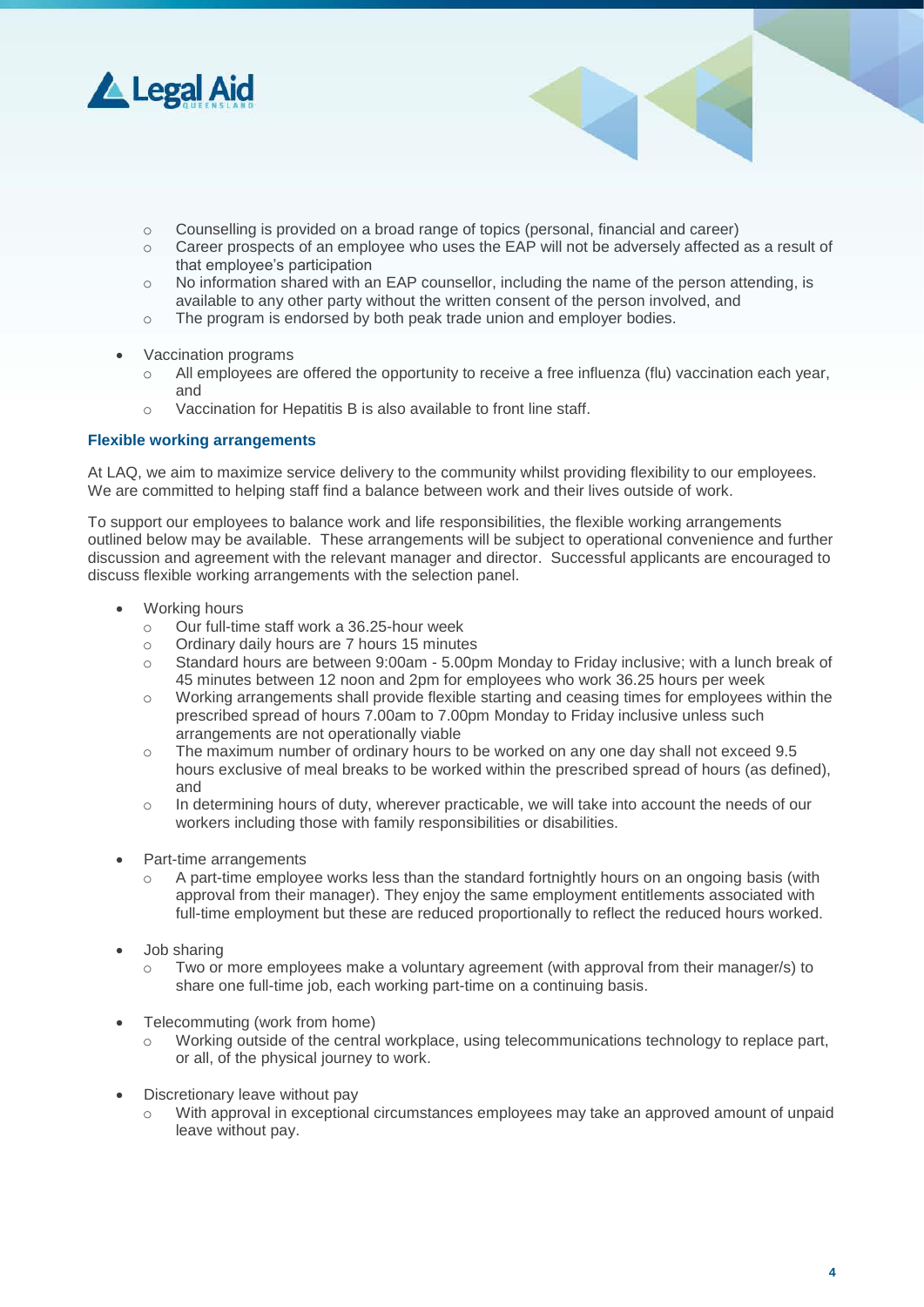- Counselling is provided on a broad range of topics (personal, financial and career)
- Career prospects of an employee who uses the EAP will not be adversely affected as a result of that employee's participation
- No information shared with an EAP counsellor, including the name of the person attending, is available to any other party without the written consent of the person involved, and
- The program is endorsed by both peak trade union and employer bodies.

- Vaccination programs
  - All employees are offered the opportunity to receive a free influenza (flu) vaccination each year, and
  - Vaccination for Hepatitis B is also available to front line staff.

### Flexible working arrangements

At LAQ, we aim to maximize service delivery to the community whilst providing flexibility to our employees. We are committed to helping staff find a balance between work and their lives outside of work.

To support our employees to balance work and life responsibilities, the flexible working arrangements outlined below may be available. These arrangements will be subject to operational convenience and further discussion and agreement with the relevant manager and director. Successful applicants are encouraged to discuss flexible working arrangements with the selection panel.

- Working hours
  - Our full-time staff work a 36.25-hour week
  - Ordinary daily hours are 7 hours 15 minutes
  - Standard hours are between 9:00am - 5.00pm Monday to Friday inclusive; with a lunch break of 45 minutes between 12 noon and 2pm for employees who work 36.25 hours per week
  - Working arrangements shall provide flexible starting and ceasing times for employees within the prescribed spread of hours 7.00am to 7.00pm Monday to Friday inclusive unless such arrangements are not operationally viable
  - The maximum number of ordinary hours to be worked on any one day shall not exceed 9.5 hours exclusive of meal breaks to be worked within the prescribed spread of hours (as defined), and
  - In determining hours of duty, wherever practicable, we will take into account the needs of our workers including those with family responsibilities or disabilities.

- Part-time arrangements
  - A part-time employee works less than the standard fortnightly hours on an ongoing basis (with approval from their manager). They enjoy the same employment entitlements associated with full-time employment but these are reduced proportionally to reflect the reduced hours worked.

- Job sharing
  - Two or more employees make a voluntary agreement (with approval from their manager/s) to share one full-time job, each working part-time on a continuing basis.

- Telecommuting (work from home)
  - Working outside of the central workplace, using telecommunications technology to replace part, or all, of the physical journey to work.

- Discretionary leave without pay
  - With approval in exceptional circumstances employees may take an approved amount of unpaid leave without pay.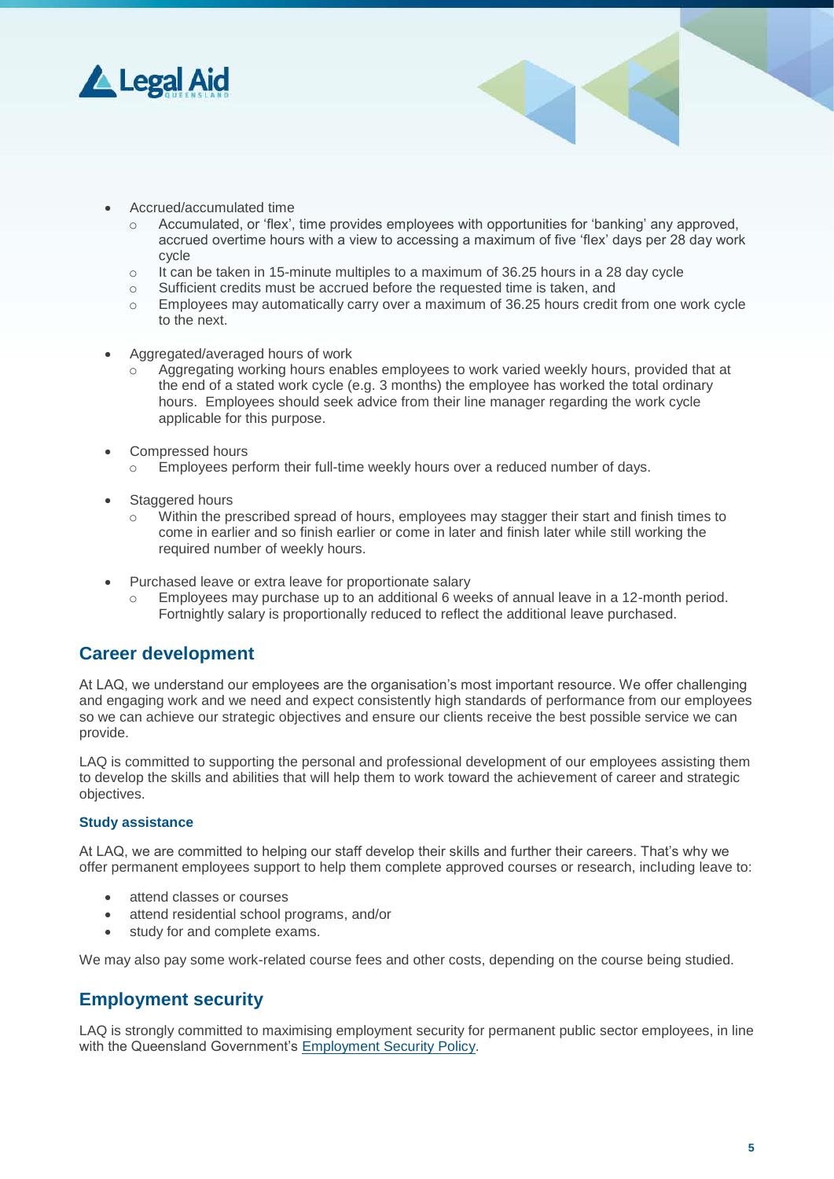- Accrued/accumulated time
  - Accumulated, or 'flex', time provides employees with opportunities for 'banking' any approved, accrued overtime hours with a view to accessing a maximum of five 'flex' days per 28 day work cycle
  - It can be taken in 15-minute multiples to a maximum of 36.25 hours in a 28 day cycle
  - Sufficient credits must be accrued before the requested time is taken, and
  - Employees may automatically carry over a maximum of 36.25 hours credit from one work cycle to the next.

- Aggregated/averaged hours of work
  - Aggregating working hours enables employees to work varied weekly hours, provided that at the end of a stated work cycle (e.g. 3 months) the employee has worked the total ordinary hours. Employees should seek advice from their line manager regarding the work cycle applicable for this purpose.

- Compressed hours
  - Employees perform their full-time weekly hours over a reduced number of days.

- Staggered hours
  - Within the prescribed spread of hours, employees may stagger their start and finish times to come in earlier and so finish earlier or come in later and finish later while still working the required number of weekly hours.

- Purchased leave or extra leave for proportionate salary
  - Employees may purchase up to an additional 6 weeks of annual leave in a 12-month period. Fortnightly salary is proportionally reduced to reflect the additional leave purchased.

## Career development

At LAQ, we understand our employees are the organisation's most important resource. We offer challenging and engaging work and we need and expect consistently high standards of performance from our employees so we can achieve our strategic objectives and ensure our clients receive the best possible service we can provide.

LAQ is committed to supporting the personal and professional development of our employees assisting them to develop the skills and abilities that will help them to work toward the achievement of career and strategic objectives.

### Study assistance

At LAQ, we are committed to helping our staff develop their skills and further their careers. That's why we offer permanent employees support to help them complete approved courses or research, including leave to:

- attend classes or courses
- attend residential school programs, and/or
- study for and complete exams.

We may also pay some work-related course fees and other costs, depending on the course being studied.

## Employment security

LAQ is strongly committed to maximising employment security for permanent public sector employees, in line with the Queensland Government's Employment Security Policy.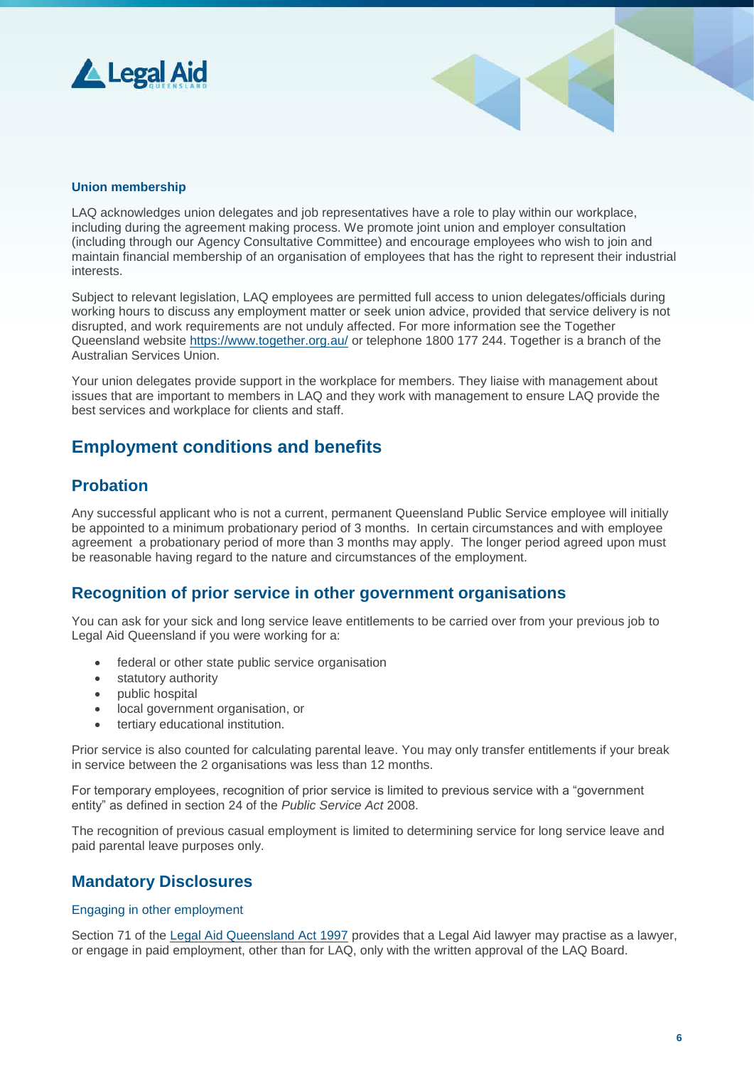### Union membership

LAQ acknowledges union delegates and job representatives have a role to play within our workplace, including during the agreement making process. We promote joint union and employer consultation (including through our Agency Consultative Committee) and encourage employees who wish to join and maintain financial membership of an organisation of employees that has the right to represent their industrial interests.

Subject to relevant legislation, LAQ employees are permitted full access to union delegates/officials during working hours to discuss any employment matter or seek union advice, provided that service delivery is not disrupted, and work requirements are not unduly affected. For more information see the Together Queensland website https://www.together.org.au/ or telephone 1800 177 244. Together is a branch of the Australian Services Union.

Your union delegates provide support in the workplace for members. They liaise with management about issues that are important to members in LAQ and they work with management to ensure LAQ provide the best services and workplace for clients and staff.

## Employment conditions and benefits

## Probation

Any successful applicant who is not a current, permanent Queensland Public Service employee will initially be appointed to a minimum probationary period of 3 months. In certain circumstances and with employee agreement a probationary period of more than 3 months may apply. The longer period agreed upon must be reasonable having regard to the nature and circumstances of the employment.

## Recognition of prior service in other government organisations

You can ask for your sick and long service leave entitlements to be carried over from your previous job to Legal Aid Queensland if you were working for a:

- federal or other state public service organisation
- statutory authority
- public hospital
- local government organisation, or
- tertiary educational institution.

Prior service is also counted for calculating parental leave. You may only transfer entitlements if your break in service between the 2 organisations was less than 12 months.

For temporary employees, recognition of prior service is limited to previous service with a "government entity" as defined in section 24 of the *Public Service Act* 2008.

The recognition of previous casual employment is limited to determining service for long service leave and paid parental leave purposes only.

## Mandatory Disclosures

### Engaging in other employment

Section 71 of the Legal Aid Queensland Act 1997 provides that a Legal Aid lawyer may practise as a lawyer, or engage in paid employment, other than for LAQ, only with the written approval of the LAQ Board.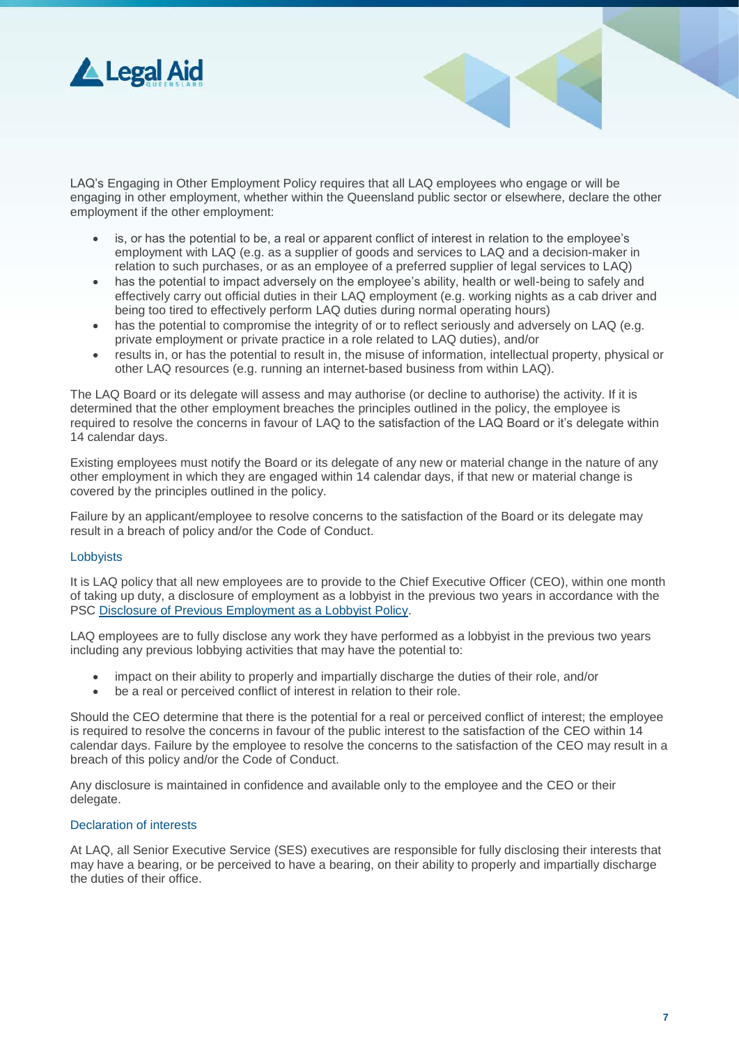LAQ's Engaging in Other Employment Policy requires that all LAQ employees who engage or will be engaging in other employment, whether within the Queensland public sector or elsewhere, declare the other employment if the other employment:

- is, or has the potential to be, a real or apparent conflict of interest in relation to the employee's employment with LAQ (e.g. as a supplier of goods and services to LAQ and a decision-maker in relation to such purchases, or as an employee of a preferred supplier of legal services to LAQ)
- has the potential to impact adversely on the employee's ability, health or well-being to safely and effectively carry out official duties in their LAQ employment (e.g. working nights as a cab driver and being too tired to effectively perform LAQ duties during normal operating hours)
- has the potential to compromise the integrity of or to reflect seriously and adversely on LAQ (e.g. private employment or private practice in a role related to LAQ duties), and/or
- results in, or has the potential to result in, the misuse of information, intellectual property, physical or other LAQ resources (e.g. running an internet-based business from within LAQ).

The LAQ Board or its delegate will assess and may authorise (or decline to authorise) the activity. If it is determined that the other employment breaches the principles outlined in the policy, the employee is required to resolve the concerns in favour of LAQ to the satisfaction of the LAQ Board or it's delegate within 14 calendar days.

Existing employees must notify the Board or its delegate of any new or material change in the nature of any other employment in which they are engaged within 14 calendar days, if that new or material change is covered by the principles outlined in the policy.

Failure by an applicant/employee to resolve concerns to the satisfaction of the Board or its delegate may result in a breach of policy and/or the Code of Conduct.

### Lobbyists

It is LAQ policy that all new employees are to provide to the Chief Executive Officer (CEO), within one month of taking up duty, a disclosure of employment as a lobbyist in the previous two years in accordance with the PSC Disclosure of Previous Employment as a Lobbyist Policy.

LAQ employees are to fully disclose any work they have performed as a lobbyist in the previous two years including any previous lobbying activities that may have the potential to:

- impact on their ability to properly and impartially discharge the duties of their role, and/or
- be a real or perceived conflict of interest in relation to their role.

Should the CEO determine that there is the potential for a real or perceived conflict of interest; the employee is required to resolve the concerns in favour of the public interest to the satisfaction of the CEO within 14 calendar days. Failure by the employee to resolve the concerns to the satisfaction of the CEO may result in a breach of this policy and/or the Code of Conduct.

Any disclosure is maintained in confidence and available only to the employee and the CEO or their delegate.

### Declaration of interests

At LAQ, all Senior Executive Service (SES) executives are responsible for fully disclosing their interests that may have a bearing, or be perceived to have a bearing, on their ability to properly and impartially discharge the duties of their office.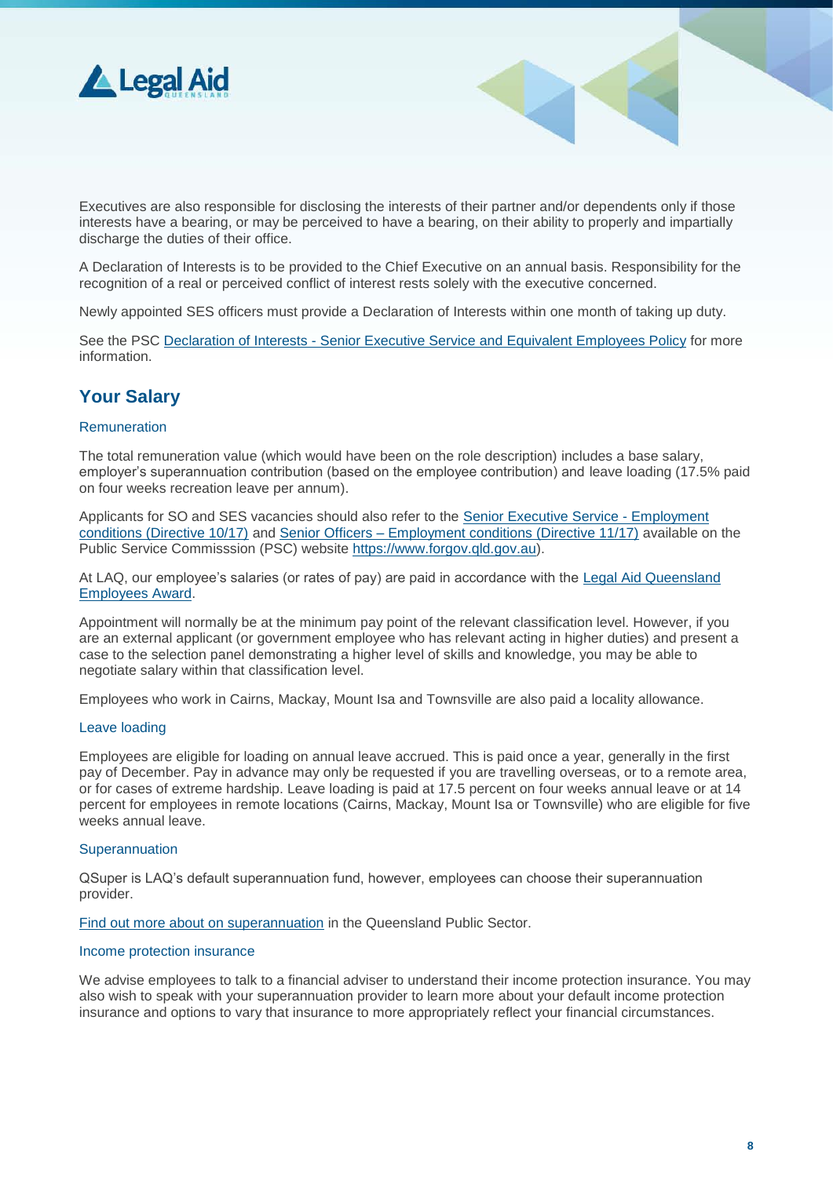Executives are also responsible for disclosing the interests of their partner and/or dependents only if those interests have a bearing, or may be perceived to have a bearing, on their ability to properly and impartially discharge the duties of their office.

A Declaration of Interests is to be provided to the Chief Executive on an annual basis. Responsibility for the recognition of a real or perceived conflict of interest rests solely with the executive concerned.

Newly appointed SES officers must provide a Declaration of Interests within one month of taking up duty.

See the PSC Declaration of Interests - Senior Executive Service and Equivalent Employees Policy for more information.

## Your Salary

### Remuneration

The total remuneration value (which would have been on the role description) includes a base salary, employer's superannuation contribution (based on the employee contribution) and leave loading (17.5% paid on four weeks recreation leave per annum).

Applicants for SO and SES vacancies should also refer to the Senior Executive Service - Employment conditions (Directive 10/17) and Senior Officers – Employment conditions (Directive 11/17) available on the Public Service Commisssion (PSC) website https://www.forgov.qld.gov.au).

At LAQ, our employee's salaries (or rates of pay) are paid in accordance with the Legal Aid Queensland Employees Award.

Appointment will normally be at the minimum pay point of the relevant classification level. However, if you are an external applicant (or government employee who has relevant acting in higher duties) and present a case to the selection panel demonstrating a higher level of skills and knowledge, you may be able to negotiate salary within that classification level.

Employees who work in Cairns, Mackay, Mount Isa and Townsville are also paid a locality allowance.

### Leave loading

Employees are eligible for loading on annual leave accrued. This is paid once a year, generally in the first pay of December. Pay in advance may only be requested if you are travelling overseas, or to a remote area, or for cases of extreme hardship. Leave loading is paid at 17.5 percent on four weeks annual leave or at 14 percent for employees in remote locations (Cairns, Mackay, Mount Isa or Townsville) who are eligible for five weeks annual leave.

### Superannuation

QSuper is LAQ's default superannuation fund, however, employees can choose their superannuation provider.

Find out more about on superannuation in the Queensland Public Sector.

### Income protection insurance

We advise employees to talk to a financial adviser to understand their income protection insurance. You may also wish to speak with your superannuation provider to learn more about your default income protection insurance and options to vary that insurance to more appropriately reflect your financial circumstances.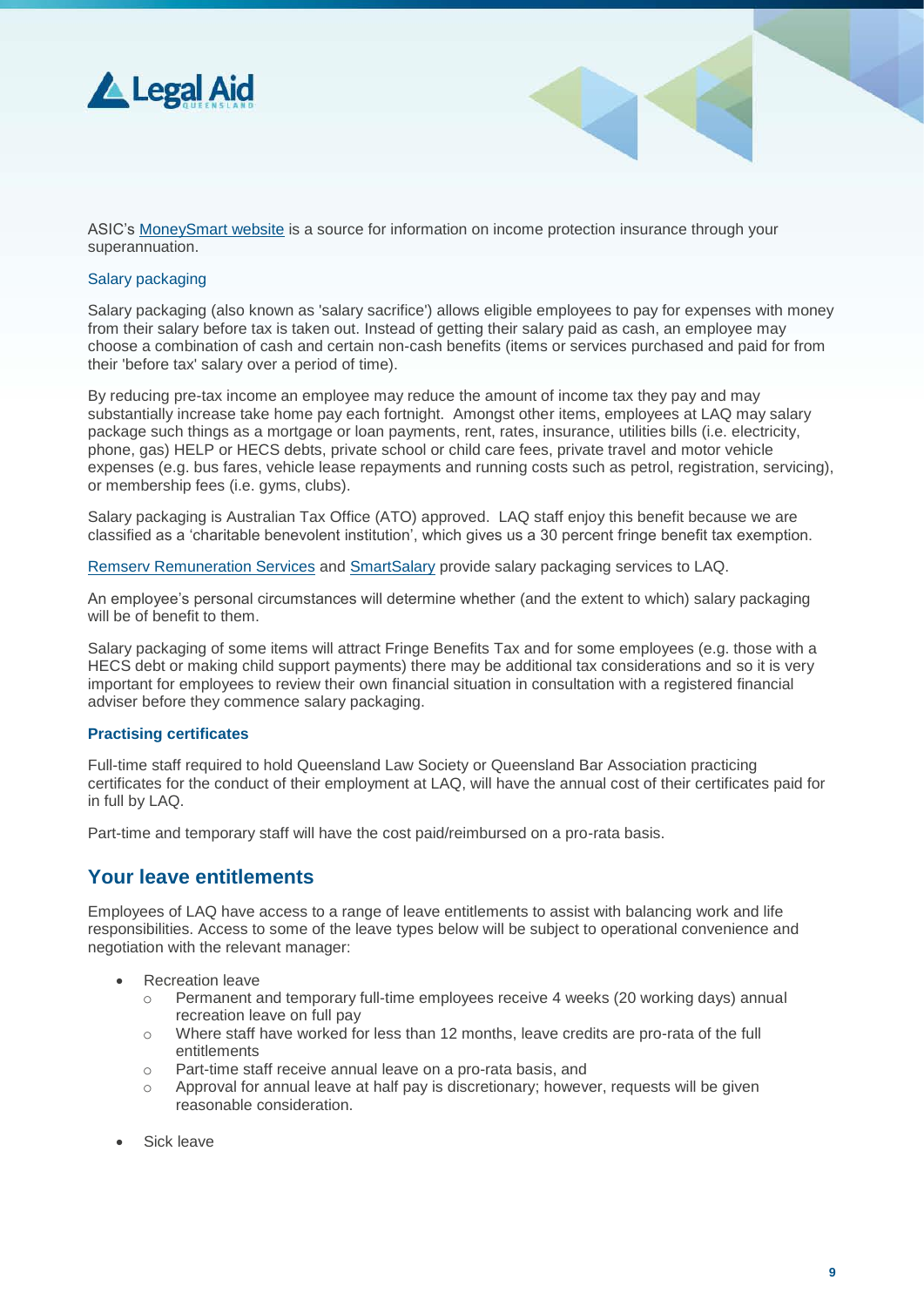ASIC's MoneySmart website is a source for information on income protection insurance through your superannuation.

### Salary packaging

Salary packaging (also known as 'salary sacrifice') allows eligible employees to pay for expenses with money from their salary before tax is taken out. Instead of getting their salary paid as cash, an employee may choose a combination of cash and certain non-cash benefits (items or services purchased and paid for from their 'before tax' salary over a period of time).

By reducing pre-tax income an employee may reduce the amount of income tax they pay and may substantially increase take home pay each fortnight. Amongst other items, employees at LAQ may salary package such things as a mortgage or loan payments, rent, rates, insurance, utilities bills (i.e. electricity, phone, gas) HELP or HECS debts, private school or child care fees, private travel and motor vehicle expenses (e.g. bus fares, vehicle lease repayments and running costs such as petrol, registration, servicing), or membership fees (i.e. gyms, clubs).

Salary packaging is Australian Tax Office (ATO) approved. LAQ staff enjoy this benefit because we are classified as a 'charitable benevolent institution', which gives us a 30 percent fringe benefit tax exemption.

Remserv Remuneration Services and SmartSalary provide salary packaging services to LAQ.

An employee's personal circumstances will determine whether (and the extent to which) salary packaging will be of benefit to them.

Salary packaging of some items will attract Fringe Benefits Tax and for some employees (e.g. those with a HECS debt or making child support payments) there may be additional tax considerations and so it is very important for employees to review their own financial situation in consultation with a registered financial adviser before they commence salary packaging.

### Practising certificates

Full-time staff required to hold Queensland Law Society or Queensland Bar Association practicing certificates for the conduct of their employment at LAQ, will have the annual cost of their certificates paid for in full by LAQ.

Part-time and temporary staff will have the cost paid/reimbursed on a pro-rata basis.

## Your leave entitlements

Employees of LAQ have access to a range of leave entitlements to assist with balancing work and life responsibilities. Access to some of the leave types below will be subject to operational convenience and negotiation with the relevant manager:

- Recreation leave
  - Permanent and temporary full-time employees receive 4 weeks (20 working days) annual recreation leave on full pay
  - Where staff have worked for less than 12 months, leave credits are pro-rata of the full entitlements
  - Part-time staff receive annual leave on a pro-rata basis, and
  - Approval for annual leave at half pay is discretionary; however, requests will be given reasonable consideration.
- Sick leave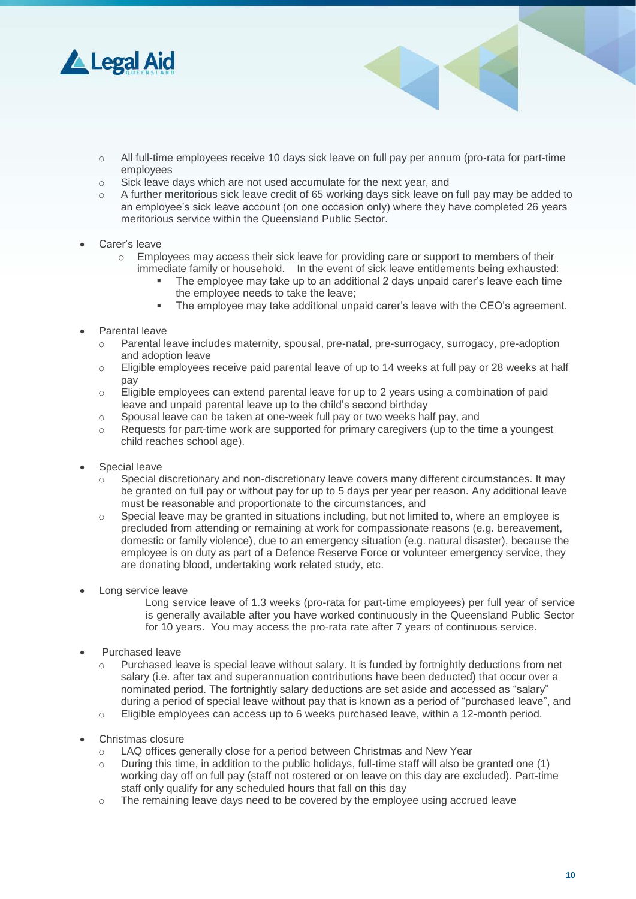- All full-time employees receive 10 days sick leave on full pay per annum (pro-rata for part-time employees
- Sick leave days which are not used accumulate for the next year, and
- A further meritorious sick leave credit of 65 working days sick leave on full pay may be added to an employee's sick leave account (on one occasion only) where they have completed 26 years meritorious service within the Queensland Public Sector.

- Carer's leave
  - Employees may access their sick leave for providing care or support to members of their immediate family or household. In the event of sick leave entitlements being exhausted:
    - The employee may take up to an additional 2 days unpaid carer's leave each time the employee needs to take the leave;
    - The employee may take additional unpaid carer's leave with the CEO's agreement.

- Parental leave
  - Parental leave includes maternity, spousal, pre-natal, pre-surrogacy, surrogacy, pre-adoption and adoption leave
  - Eligible employees receive paid parental leave of up to 14 weeks at full pay or 28 weeks at half pay
  - Eligible employees can extend parental leave for up to 2 years using a combination of paid leave and unpaid parental leave up to the child's second birthday
  - Spousal leave can be taken at one-week full pay or two weeks half pay, and
  - Requests for part-time work are supported for primary caregivers (up to the time a youngest child reaches school age).

- Special leave
  - Special discretionary and non-discretionary leave covers many different circumstances. It may be granted on full pay or without pay for up to 5 days per year per reason. Any additional leave must be reasonable and proportionate to the circumstances, and
  - Special leave may be granted in situations including, but not limited to, where an employee is precluded from attending or remaining at work for compassionate reasons (e.g. bereavement, domestic or family violence), due to an emergency situation (e.g. natural disaster), because the employee is on duty as part of a Defence Reserve Force or volunteer emergency service, they are donating blood, undertaking work related study, etc.

- Long service leave

  Long service leave of 1.3 weeks (pro-rata for part-time employees) per full year of service is generally available after you have worked continuously in the Queensland Public Sector for 10 years. You may access the pro-rata rate after 7 years of continuous service.

- Purchased leave
  - Purchased leave is special leave without salary. It is funded by fortnightly deductions from net salary (i.e. after tax and superannuation contributions have been deducted) that occur over a nominated period. The fortnightly salary deductions are set aside and accessed as "salary" during a period of special leave without pay that is known as a period of "purchased leave", and
  - Eligible employees can access up to 6 weeks purchased leave, within a 12-month period.

- Christmas closure
  - LAQ offices generally close for a period between Christmas and New Year
  - During this time, in addition to the public holidays, full-time staff will also be granted one (1) working day off on full pay (staff not rostered or on leave on this day are excluded). Part-time staff only qualify for any scheduled hours that fall on this day
  - The remaining leave days need to be covered by the employee using accrued leave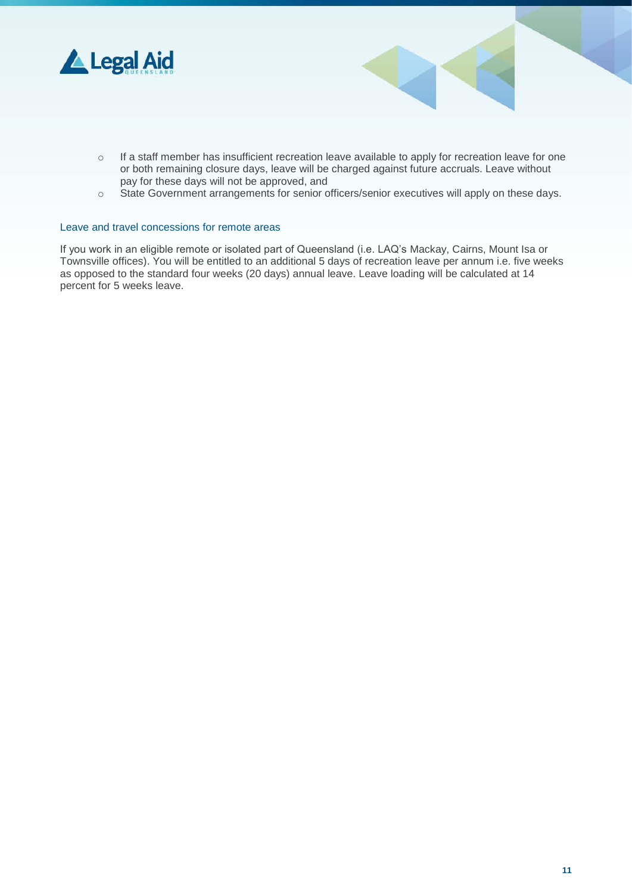- If a staff member has insufficient recreation leave available to apply for recreation leave for one or both remaining closure days, leave will be charged against future accruals. Leave without pay for these days will not be approved, and
- State Government arrangements for senior officers/senior executives will apply on these days.

### Leave and travel concessions for remote areas

If you work in an eligible remote or isolated part of Queensland (i.e. LAQ's Mackay, Cairns, Mount Isa or Townsville offices). You will be entitled to an additional 5 days of recreation leave per annum i.e. five weeks as opposed to the standard four weeks (20 days) annual leave. Leave loading will be calculated at 14 percent for 5 weeks leave.